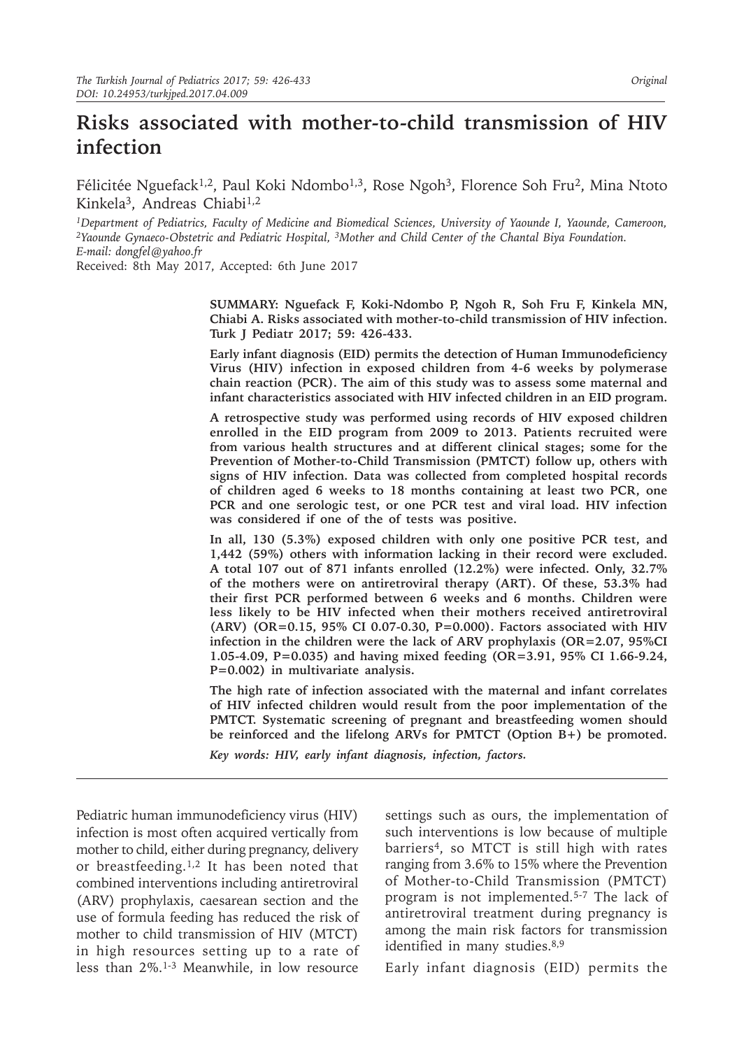# Risks associated with mother-to-child transmission of HIV infection

Félicitée Nguefack[1,2], Paul Koki Ndombo[1,3], Rose Ngoh[3], Florence Soh Fru[2], Mina Ntoto Kinkela[3], Andreas Chiabi[1,2]

[1]*Department of Pediatrics, Faculty of Medicine and Biomedical Sciences, University of Yaounde I, Yaounde, Cameroon,* [2]*Yaounde Gynaeco-Obstetric and Pediatric Hospital,* [3]*Mother and Child Center of the Chantal Biya Foundation.*
*E-mail: dongfel@yahoo.fr*

Received: 8th May 2017, Accepted: 6th June 2017

**SUMMARY: Nguefack F, Koki-Ndombo P, Ngoh R, Soh Fru F, Kinkela MN, Chiabi A. Risks associated with mother-to-child transmission of HIV infection. Turk J Pediatr 2017; 59: 426-433.**

**Early infant diagnosis (EID) permits the detection of Human Immunodeficiency Virus (HIV) infection in exposed children from 4-6 weeks by polymerase chain reaction (PCR). The aim of this study was to assess some maternal and infant characteristics associated with HIV infected children in an EID program.**

**A retrospective study was performed using records of HIV exposed children enrolled in the EID program from 2009 to 2013. Patients recruited were from various health structures and at different clinical stages; some for the Prevention of Mother-to-Child Transmission (PMTCT) follow up, others with signs of HIV infection. Data was collected from completed hospital records of children aged 6 weeks to 18 months containing at least two PCR, one PCR and one serologic test, or one PCR test and viral load. HIV infection was considered if one of the of tests was positive.**

**In all, 130 (5.3%) exposed children with only one positive PCR test, and 1,442 (59%) others with information lacking in their record were excluded. A total 107 out of 871 infants enrolled (12.2%) were infected. Only, 32.7% of the mothers were on antiretroviral therapy (ART). Of these, 53.3% had their first PCR performed between 6 weeks and 6 months. Children were less likely to be HIV infected when their mothers received antiretroviral (ARV) (OR=0.15, 95% CI 0.07-0.30, P=0.000). Factors associated with HIV infection in the children were the lack of ARV prophylaxis (OR=2.07, 95%CI 1.05-4.09, P=0.035) and having mixed feeding (OR=3.91, 95% CI 1.66-9.24, P=0.002) in multivariate analysis.**

**The high rate of infection associated with the maternal and infant correlates of HIV infected children would result from the poor implementation of the PMTCT. Systematic screening of pregnant and breastfeeding women should be reinforced and the lifelong ARVs for PMTCT (Option B+) be promoted.**

***Key words: HIV, early infant diagnosis, infection, factors.***

Pediatric human immunodeficiency virus (HIV) infection is most often acquired vertically from mother to child, either during pregnancy, delivery or breastfeeding.[1,2] It has been noted that combined interventions including antiretroviral (ARV) prophylaxis, caesarean section and the use of formula feeding has reduced the risk of mother to child transmission of HIV (MTCT) in high resources setting up to a rate of less than 2%.[1-3] Meanwhile, in low resource settings such as ours, the implementation of such interventions is low because of multiple barriers[4], so MTCT is still high with rates ranging from 3.6% to 15% where the Prevention of Mother-to-Child Transmission (PMTCT) program is not implemented.[5-7] The lack of antiretroviral treatment during pregnancy is among the main risk factors for transmission identified in many studies.[8,9]

Early infant diagnosis (EID) permits the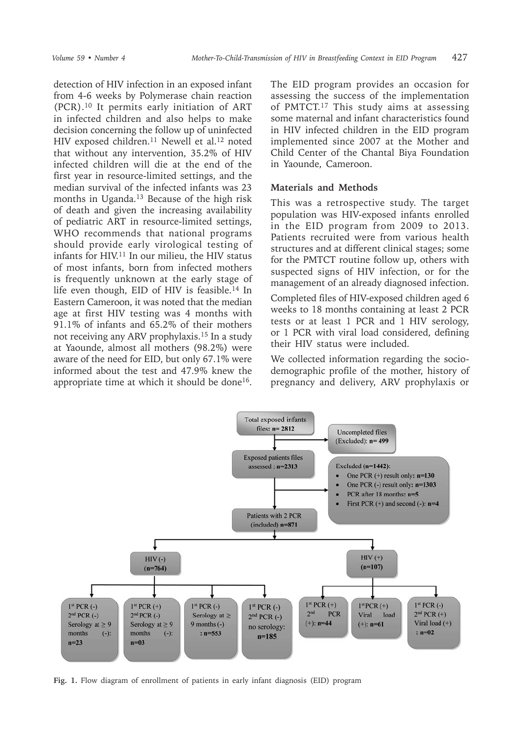detection of HIV infection in an exposed infant from 4-6 weeks by Polymerase chain reaction (PCR).[10] It permits early initiation of ART in infected children and also helps to make decision concerning the follow up of uninfected HIV exposed children.[11] Newell et al.[12] noted that without any intervention, 35.2% of HIV infected children will die at the end of the first year in resource-limited settings, and the median survival of the infected infants was 23 months in Uganda.[13] Because of the high risk of death and given the increasing availability of pediatric ART in resource-limited settings, WHO recommends that national programs should provide early virological testing of infants for HIV.[11] In our milieu, the HIV status of most infants, born from infected mothers is frequently unknown at the early stage of life even though, EID of HIV is feasible.[14] In Eastern Cameroon, it was noted that the median age at first HIV testing was 4 months with 91.1% of infants and 65.2% of their mothers not receiving any ARV prophylaxis.[15] In a study at Yaounde, almost all mothers (98.2%) were aware of the need for EID, but only 67.1% were informed about the test and 47.9% knew the appropriate time at which it should be done[16].

The EID program provides an occasion for assessing the success of the implementation of PMTCT.[17] This study aims at assessing some maternal and infant characteristics found in HIV infected children in the EID program implemented since 2007 at the Mother and Child Center of the Chantal Biya Foundation in Yaounde, Cameroon.

## Materials and Methods

This was a retrospective study. The target population was HIV-exposed infants enrolled in the EID program from 2009 to 2013. Patients recruited were from various health structures and at different clinical stages; some for the PMTCT routine follow up, others with suspected signs of HIV infection, or for the management of an already diagnosed infection.

Completed files of HIV-exposed children aged 6 weeks to 18 months containing at least 2 PCR tests or at least 1 PCR and 1 HIV serology, or 1 PCR with viral load considered, defining their HIV status were included.

We collected information regarding the socio-demographic profile of the mother, history of pregnancy and delivery, ARV prophylaxis or

Total exposed infants files: n= 2812

Uncompleted files (Excluded): n= 499

Exposed patients files assessed : n=2313

Excluded (n=1442):
- One PCR (+) result only: n=130
- One PCR (-) result only: n=1303
- PCR after 18 months: n=5
- First PCR (+) and second (-): n=4

Patients with 2 PCR (included) n=871

HIV (-) (n=764)
- 1st PCR (-) 2nd PCR (-) Serology at ≥ 9 months (-): n=23
- 1st PCR (+) 2nd PCR (-) Serology at ≥ 9 months (-): n=03
- 1st PCR (-) Serology at ≥ 9 months (-): n=553
- 1st PCR (-) 2nd PCR (-) no serology: n=185

HIV (+) (n=107)
- 1st PCR (+) 2nd PCR (+): n=44
- 1st PCR (+) Viral load (+): n=61
- 1st PCR (-) 2nd PCR (+) Viral load (+): n=02

**Fig. 1.** Flow diagram of enrollment of patients in early infant diagnosis (EID) program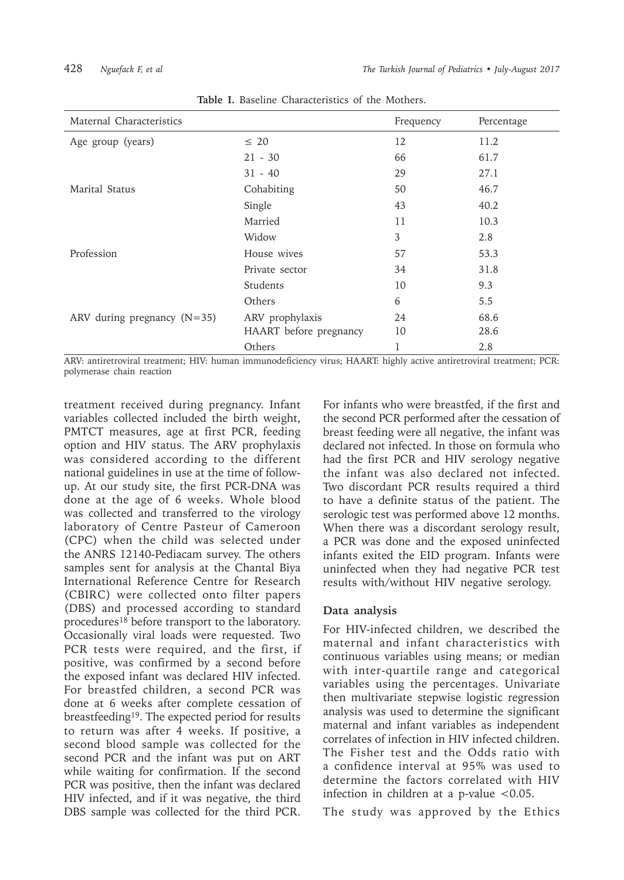**Table I.** Baseline Characteristics of the Mothers.

| Maternal Characteristics | | Frequency | Percentage |
|---|---|---|---|
| Age group (years) | ≤ 20 | 12 | 11.2 |
| | 21 - 30 | 66 | 61.7 |
| | 31 - 40 | 29 | 27.1 |
| Marital Status | Cohabiting | 50 | 46.7 |
| | Single | 43 | 40.2 |
| | Married | 11 | 10.3 |
| | Widow | 3 | 2.8 |
| Profession | House wives | 57 | 53.3 |
| | Private sector | 34 | 31.8 |
| | Students | 10 | 9.3 |
| | Others | 6 | 5.5 |
| ARV during pregnancy (N=35) | ARV prophylaxis | 24 | 68.6 |
| | HAART before pregnancy | 10 | 28.6 |
| | Others | 1 | 2.8 |

ARV: antiretroviral treatment; HIV: human immunodeficiency virus; HAART: highly active antiretroviral treatment; PCR: polymerase chain reaction

treatment received during pregnancy. Infant variables collected included the birth weight, PMTCT measures, age at first PCR, feeding option and HIV status. The ARV prophylaxis was considered according to the different national guidelines in use at the time of follow-up. At our study site, the first PCR-DNA was done at the age of 6 weeks. Whole blood was collected and transferred to the virology laboratory of Centre Pasteur of Cameroon (CPC) when the child was selected under the ANRS 12140-Pediacam survey. The others samples sent for analysis at the Chantal Biya International Reference Centre for Research (CBIRC) were collected onto filter papers (DBS) and processed according to standard procedures[18] before transport to the laboratory. Occasionally viral loads were requested. Two PCR tests were required, and the first, if positive, was confirmed by a second before the exposed infant was declared HIV infected. For breastfed children, a second PCR was done at 6 weeks after complete cessation of breastfeeding[19]. The expected period for results to return was after 4 weeks. If positive, a second blood sample was collected for the second PCR and the infant was put on ART while waiting for confirmation. If the second PCR was positive, then the infant was declared HIV infected, and if it was negative, the third DBS sample was collected for the third PCR. For infants who were breastfed, if the first and the second PCR performed after the cessation of breast feeding were all negative, the infant was declared not infected. In those on formula who had the first PCR and HIV serology negative the infant was also declared not infected. Two discordant PCR results required a third to have a definite status of the patient. The serologic test was performed above 12 months. When there was a discordant serology result, a PCR was done and the exposed uninfected infants exited the EID program. Infants were uninfected when they had negative PCR test results with/without HIV negative serology.

**Data analysis**

For HIV-infected children, we described the maternal and infant characteristics with continuous variables using means; or median with inter-quartile range and categorical variables using the percentages. Univariate then multivariate stepwise logistic regression analysis was used to determine the significant maternal and infant variables as independent correlates of infection in HIV infected children. The Fisher test and the Odds ratio with a confidence interval at 95% was used to determine the factors correlated with HIV infection in children at a p-value $<0.05$.

The study was approved by the Ethics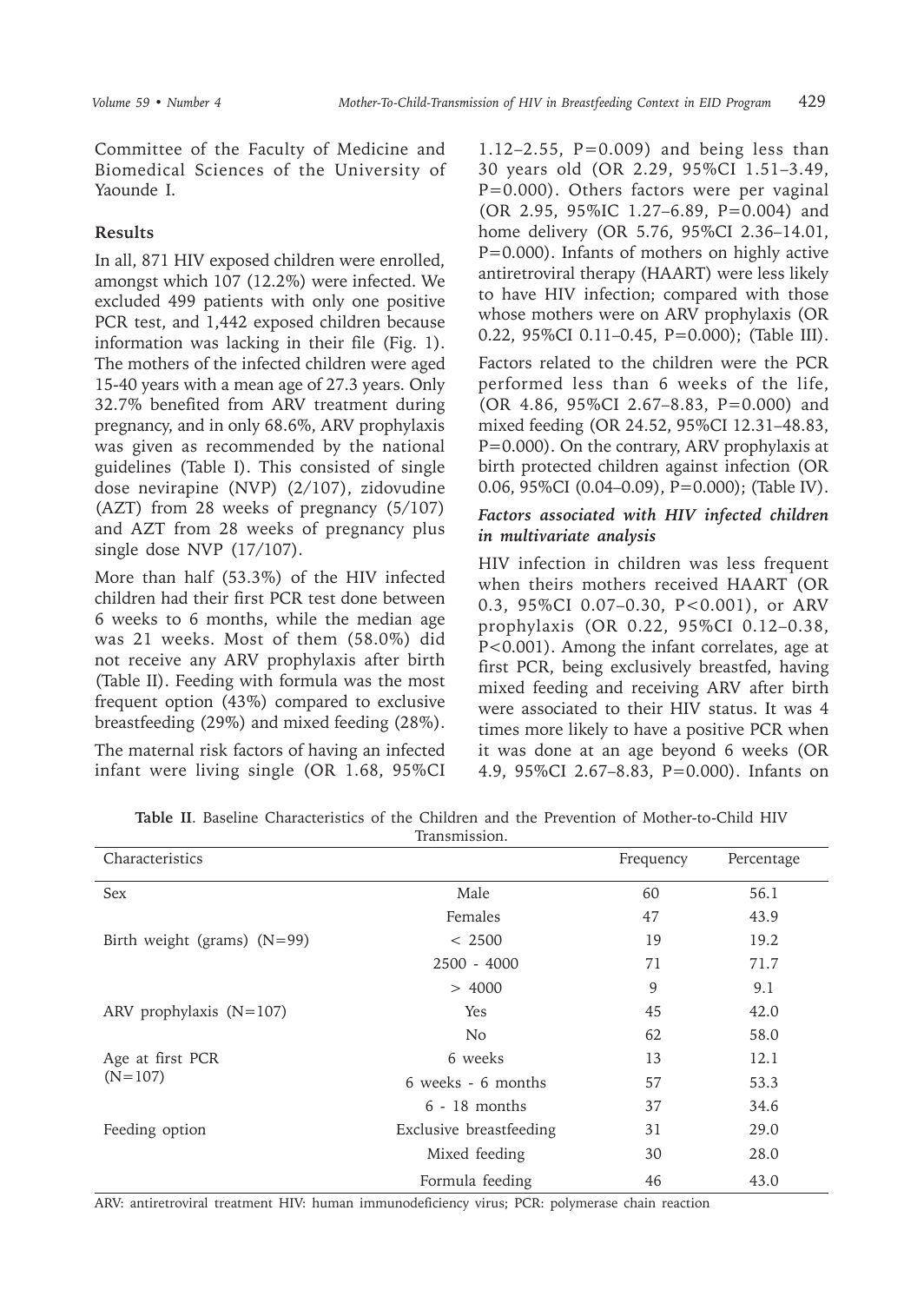Committee of the Faculty of Medicine and Biomedical Sciences of the University of Yaounde I.

### Results

In all, 871 HIV exposed children were enrolled, amongst which 107 (12.2%) were infected. We excluded 499 patients with only one positive PCR test, and 1,442 exposed children because information was lacking in their file (Fig. 1). The mothers of the infected children were aged 15-40 years with a mean age of 27.3 years. Only 32.7% benefited from ARV treatment during pregnancy, and in only 68.6%, ARV prophylaxis was given as recommended by the national guidelines (Table I). This consisted of single dose nevirapine (NVP) (2/107), zidovudine (AZT) from 28 weeks of pregnancy (5/107) and AZT from 28 weeks of pregnancy plus single dose NVP (17/107).

More than half (53.3%) of the HIV infected children had their first PCR test done between 6 weeks to 6 months, while the median age was 21 weeks. Most of them (58.0%) did not receive any ARV prophylaxis after birth (Table II). Feeding with formula was the most frequent option (43%) compared to exclusive breastfeeding (29%) and mixed feeding (28%).

The maternal risk factors of having an infected infant were living single (OR 1.68, 95%CI 1.12–2.55, P=0.009) and being less than 30 years old (OR 2.29, 95%CI 1.51–3.49, P=0.000). Others factors were per vaginal (OR 2.95, 95%IC 1.27–6.89, P=0.004) and home delivery (OR 5.76, 95%CI 2.36–14.01, P=0.000). Infants of mothers on highly active antiretroviral therapy (HAART) were less likely to have HIV infection; compared with those whose mothers were on ARV prophylaxis (OR 0.22, 95%CI 0.11–0.45, P=0.000); (Table III).

Factors related to the children were the PCR performed less than 6 weeks of the life, (OR 4.86, 95%CI 2.67–8.83, P=0.000) and mixed feeding (OR 24.52, 95%CI 12.31–48.83, P=0.000). On the contrary, ARV prophylaxis at birth protected children against infection (OR 0.06, 95%CI (0.04–0.09), P=0.000); (Table IV).

#### *Factors associated with HIV infected children in multivariate analysis*

HIV infection in children was less frequent when theirs mothers received HAART (OR 0.3, 95%CI 0.07–0.30, P<0.001), or ARV prophylaxis (OR 0.22, 95%CI 0.12–0.38, P<0.001). Among the infant correlates, age at first PCR, being exclusively breastfed, having mixed feeding and receiving ARV after birth were associated to their HIV status. It was 4 times more likely to have a positive PCR when it was done at an age beyond 6 weeks (OR 4.9, 95%CI 2.67–8.83, P=0.000). Infants on

**Table II**. Baseline Characteristics of the Children and the Prevention of Mother-to-Child HIV Transmission.

| Characteristics | | Frequency | Percentage |
|---|---|---|---|
| Sex | Male | 60 | 56.1 |
| | Females | 47 | 43.9 |
| Birth weight (grams) (N=99) | < 2500 | 19 | 19.2 |
| | 2500 - 4000 | 71 | 71.7 |
| | > 4000 | 9 | 9.1 |
| ARV prophylaxis (N=107) | Yes | 45 | 42.0 |
| | No | 62 | 58.0 |
| Age at first PCR (N=107) | 6 weeks | 13 | 12.1 |
| | 6 weeks - 6 months | 57 | 53.3 |
| | 6 - 18 months | 37 | 34.6 |
| Feeding option | Exclusive breastfeeding | 31 | 29.0 |
| | Mixed feeding | 30 | 28.0 |
| | Formula feeding | 46 | 43.0 |

ARV: antiretroviral treatment HIV: human immunodeficiency virus; PCR: polymerase chain reaction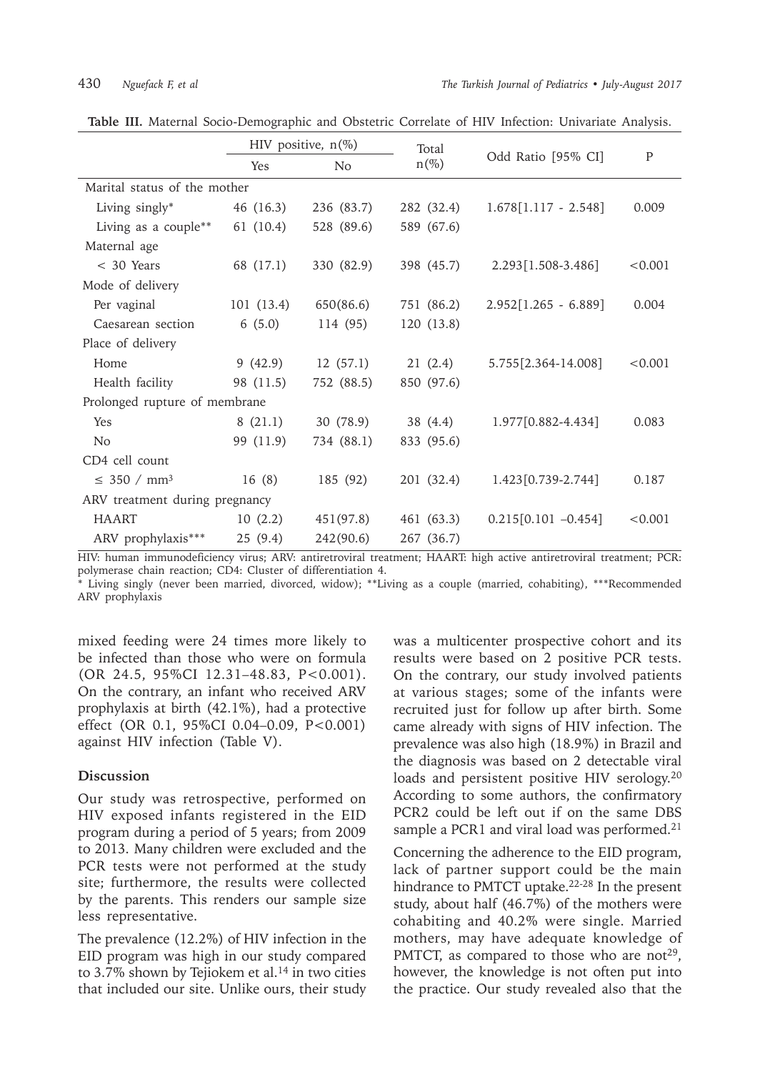**Table III.** Maternal Socio-Demographic and Obstetric Correlate of HIV Infection: Univariate Analysis.

| | HIV positive, n(%) | | Total n(%) | Odd Ratio [95% CI] | P |
|---|---|---|---|---|---|
| | Yes | No | | | |
| Marital status of the mother | | | | | |
| Living singly* | 46 (16.3) | 236 (83.7) | 282 (32.4) | 1.678[1.117 - 2.548] | 0.009 |
| Living as a couple** | 61 (10.4) | 528 (89.6) | 589 (67.6) | | |
| Maternal age | | | | | |
| < 30 Years | 68 (17.1) | 330 (82.9) | 398 (45.7) | 2.293[1.508-3.486] | <0.001 |
| Mode of delivery | | | | | |
| Per vaginal | 101 (13.4) | 650(86.6) | 751 (86.2) | 2.952[1.265 - 6.889] | 0.004 |
| Caesarean section | 6 (5.0) | 114 (95) | 120 (13.8) | | |
| Place of delivery | | | | | |
| Home | 9 (42.9) | 12 (57.1) | 21 (2.4) | 5.755[2.364-14.008] | <0.001 |
| Health facility | 98 (11.5) | 752 (88.5) | 850 (97.6) | | |
| Prolonged rupture of membrane | | | | | |
| Yes | 8 (21.1) | 30 (78.9) | 38 (4.4) | 1.977[0.882-4.434] | 0.083 |
| No | 99 (11.9) | 734 (88.1) | 833 (95.6) | | |
| CD4 cell count | | | | | |
| ≤ 350 / mm³ | 16 (8) | 185 (92) | 201 (32.4) | 1.423[0.739-2.744] | 0.187 |
| ARV treatment during pregnancy | | | | | |
| HAART | 10 (2.2) | 451(97.8) | 461 (63.3) | 0.215[0.101 –0.454] | <0.001 |
| ARV prophylaxis*** | 25 (9.4) | 242(90.6) | 267 (36.7) | | |

HIV: human immunodeficiency virus; ARV: antiretroviral treatment; HAART: high active antiretroviral treatment; PCR: polymerase chain reaction; CD4: Cluster of differentiation 4.
* Living singly (never been married, divorced, widow); **Living as a couple (married, cohabiting), ***Recommended ARV prophylaxis

mixed feeding were 24 times more likely to be infected than those who were on formula (OR 24.5, 95%CI 12.31–48.83, P<0.001). On the contrary, an infant who received ARV prophylaxis at birth (42.1%), had a protective effect (OR 0.1, 95%CI 0.04–0.09, P<0.001) against HIV infection (Table V).

## Discussion

Our study was retrospective, performed on HIV exposed infants registered in the EID program during a period of 5 years; from 2009 to 2013. Many children were excluded and the PCR tests were not performed at the study site; furthermore, the results were collected by the parents. This renders our sample size less representative.

The prevalence (12.2%) of HIV infection in the EID program was high in our study compared to 3.7% shown by Tejiokem et al.[14] in two cities that included our site. Unlike ours, their study was a multicenter prospective cohort and its results were based on 2 positive PCR tests. On the contrary, our study involved patients at various stages; some of the infants were recruited just for follow up after birth. Some came already with signs of HIV infection. The prevalence was also high (18.9%) in Brazil and the diagnosis was based on 2 detectable viral loads and persistent positive HIV serology.[20] According to some authors, the confirmatory PCR2 could be left out if on the same DBS sample a PCR1 and viral load was performed.[21]

Concerning the adherence to the EID program, lack of partner support could be the main hindrance to PMTCT uptake.[22-28] In the present study, about half (46.7%) of the mothers were cohabiting and 40.2% were single. Married mothers, may have adequate knowledge of PMTCT, as compared to those who are not[29], however, the knowledge is not often put into the practice. Our study revealed also that the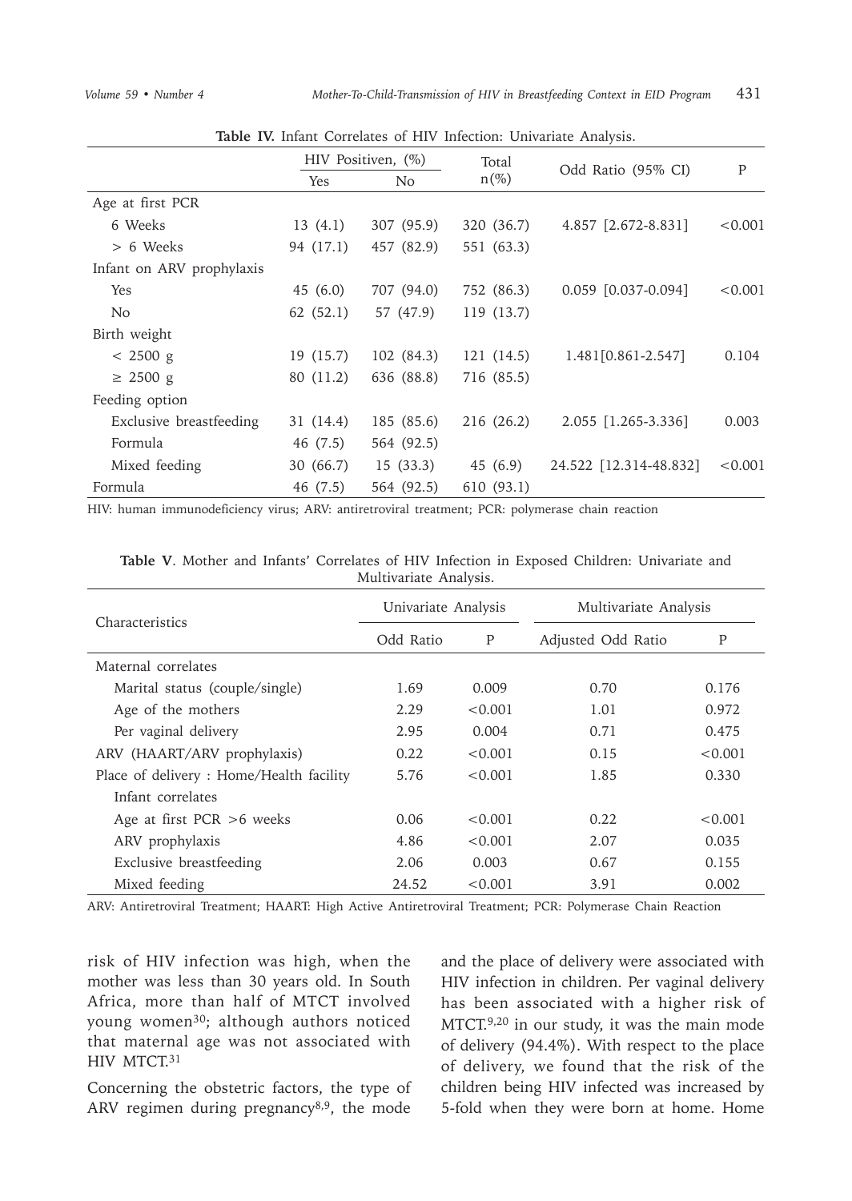**Table IV.** Infant Correlates of HIV Infection: Univariate Analysis.

| | HIV Positiven, (%) | | Total n(%) | Odd Ratio (95% CI) | P |
|---|---|---|---|---|---|
| | Yes | No | | | |
| Age at first PCR | | | | | |
| 6 Weeks | 13 (4.1) | 307 (95.9) | 320 (36.7) | 4.857 [2.672-8.831] | <0.001 |
| > 6 Weeks | 94 (17.1) | 457 (82.9) | 551 (63.3) | | |
| Infant on ARV prophylaxis | | | | | |
| Yes | 45 (6.0) | 707 (94.0) | 752 (86.3) | 0.059 [0.037-0.094] | <0.001 |
| No | 62 (52.1) | 57 (47.9) | 119 (13.7) | | |
| Birth weight | | | | | |
| < 2500 g | 19 (15.7) | 102 (84.3) | 121 (14.5) | 1.481[0.861-2.547] | 0.104 |
| ≥ 2500 g | 80 (11.2) | 636 (88.8) | 716 (85.5) | | |
| Feeding option | | | | | |
| Exclusive breastfeeding | 31 (14.4) | 185 (85.6) | 216 (26.2) | 2.055 [1.265-3.336] | 0.003 |
| Formula | 46 (7.5) | 564 (92.5) | | | |
| Mixed feeding | 30 (66.7) | 15 (33.3) | 45 (6.9) | 24.522 [12.314-48.832] | <0.001 |
| Formula | 46 (7.5) | 564 (92.5) | 610 (93.1) | | |

HIV: human immunodeficiency virus; ARV: antiretroviral treatment; PCR: polymerase chain reaction

**Table V**. Mother and Infants' Correlates of HIV Infection in Exposed Children: Univariate and Multivariate Analysis.

| Characteristics | Univariate Analysis | | Multivariate Analysis | |
|---|---|---|---|---|
| | Odd Ratio | P | Adjusted Odd Ratio | P |
| Maternal correlates | | | | |
| Marital status (couple/single) | 1.69 | 0.009 | 0.70 | 0.176 |
| Age of the mothers | 2.29 | <0.001 | 1.01 | 0.972 |
| Per vaginal delivery | 2.95 | 0.004 | 0.71 | 0.475 |
| ARV (HAART/ARV prophylaxis) | 0.22 | <0.001 | 0.15 | <0.001 |
| Place of delivery : Home/Health facility | 5.76 | <0.001 | 1.85 | 0.330 |
| Infant correlates | | | | |
| Age at first PCR >6 weeks | 0.06 | <0.001 | 0.22 | <0.001 |
| ARV prophylaxis | 4.86 | <0.001 | 2.07 | 0.035 |
| Exclusive breastfeeding | 2.06 | 0.003 | 0.67 | 0.155 |
| Mixed feeding | 24.52 | <0.001 | 3.91 | 0.002 |

ARV: Antiretroviral Treatment; HAART: High Active Antiretroviral Treatment; PCR: Polymerase Chain Reaction

risk of HIV infection was high, when the mother was less than 30 years old. In South Africa, more than half of MTCT involved young women[30]; although authors noticed that maternal age was not associated with HIV MTCT.[31]

Concerning the obstetric factors, the type of ARV regimen during pregnancy[8,9], the mode and the place of delivery were associated with HIV infection in children. Per vaginal delivery has been associated with a higher risk of MTCT.[9,20] in our study, it was the main mode of delivery (94.4%). With respect to the place of delivery, we found that the risk of the children being HIV infected was increased by 5-fold when they were born at home. Home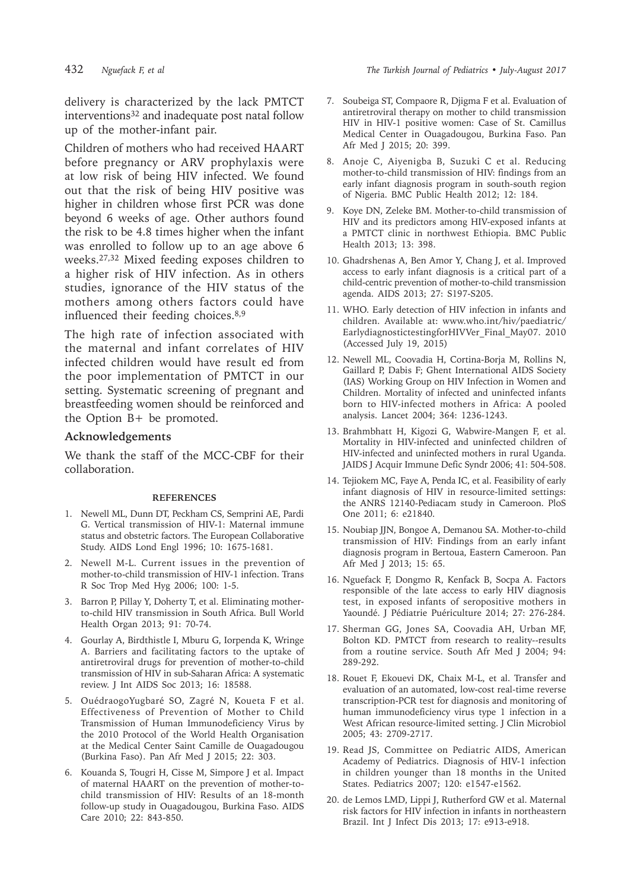delivery is characterized by the lack PMTCT interventions[32] and inadequate post natal follow up of the mother-infant pair.

Children of mothers who had received HAART before pregnancy or ARV prophylaxis were at low risk of being HIV infected. We found out that the risk of being HIV positive was higher in children whose first PCR was done beyond 6 weeks of age. Other authors found the risk to be 4.8 times higher when the infant was enrolled to follow up to an age above 6 weeks.[27,32] Mixed feeding exposes children to a higher risk of HIV infection. As in others studies, ignorance of the HIV status of the mothers among others factors could have influenced their feeding choices.[8,9]

The high rate of infection associated with the maternal and infant correlates of HIV infected children would have result ed from the poor implementation of PMTCT in our setting. Systematic screening of pregnant and breastfeeding women should be reinforced and the Option B+ be promoted.

## Acknowledgements

We thank the staff of the MCC-CBF for their collaboration.

## REFERENCES

1. Newell ML, Dunn DT, Peckham CS, Semprini AE, Pardi G. Vertical transmission of HIV-1: Maternal immune status and obstetric factors. The European Collaborative Study. AIDS Lond Engl 1996; 10: 1675-1681.
2. Newell M-L. Current issues in the prevention of mother-to-child transmission of HIV-1 infection. Trans R Soc Trop Med Hyg 2006; 100: 1-5.
3. Barron P, Pillay Y, Doherty T, et al. Eliminating mother-to-child HIV transmission in South Africa. Bull World Health Organ 2013; 91: 70-74.
4. Gourlay A, Birdthistle I, Mburu G, Iorpenda K, Wringe A. Barriers and facilitating factors to the uptake of antiretroviral drugs for prevention of mother-to-child transmission of HIV in sub-Saharan Africa: A systematic review. J Int AIDS Soc 2013; 16: 18588.
5. OuédraogoYugbaré SO, Zagré N, Koueta F et al. Effectiveness of Prevention of Mother to Child Transmission of Human Immunodeficiency Virus by the 2010 Protocol of the World Health Organisation at the Medical Center Saint Camille de Ouagadougou (Burkina Faso). Pan Afr Med J 2015; 22: 303.
6. Kouanda S, Tougri H, Cisse M, Simpore J et al. Impact of maternal HAART on the prevention of mother-to-child transmission of HIV: Results of an 18-month follow-up study in Ouagadougou, Burkina Faso. AIDS Care 2010; 22: 843-850.
7. Soubeiga ST, Compaore R, Djigma F et al. Evaluation of antiretroviral therapy on mother to child transmission HIV in HIV-1 positive women: Case of St. Camillus Medical Center in Ouagadougou, Burkina Faso. Pan Afr Med J 2015; 20: 399.
8. Anoje C, Aiyenigba B, Suzuki C et al. Reducing mother-to-child transmission of HIV: findings from an early infant diagnosis program in south-south region of Nigeria. BMC Public Health 2012; 12: 184.
9. Koye DN, Zeleke BM. Mother-to-child transmission of HIV and its predictors among HIV-exposed infants at a PMTCT clinic in northwest Ethiopia. BMC Public Health 2013; 13: 398.
10. Ghadrshenas A, Ben Amor Y, Chang J, et al. Improved access to early infant diagnosis is a critical part of a child-centric prevention of mother-to-child transmission agenda. AIDS 2013; 27: S197-S205.
11. WHO. Early detection of HIV infection in infants and children. Available at: www.who.int/hiv/paediatric/EarlydiagnostictestingforHIVVer_Final_May07. 2010 (Accessed July 19, 2015)
12. Newell ML, Coovadia H, Cortina-Borja M, Rollins N, Gaillard P, Dabis F; Ghent International AIDS Society (IAS) Working Group on HIV Infection in Women and Children. Mortality of infected and uninfected infants born to HIV-infected mothers in Africa: A pooled analysis. Lancet 2004; 364: 1236-1243.
13. Brahmbhatt H, Kigozi G, Wabwire-Mangen F, et al. Mortality in HIV-infected and uninfected children of HIV-infected and uninfected mothers in rural Uganda. JAIDS J Acquir Immune Defic Syndr 2006; 41: 504-508.
14. Tejiokem MC, Faye A, Penda IC, et al. Feasibility of early infant diagnosis of HIV in resource-limited settings: the ANRS 12140-Pediacam study in Cameroon. PloS One 2011; 6: e21840.
15. Noubiap JJN, Bongoe A, Demanou SA. Mother-to-child transmission of HIV: Findings from an early infant diagnosis program in Bertoua, Eastern Cameroon. Pan Afr Med J 2013; 15: 65.
16. Nguefack F, Dongmo R, Kenfack B, Socpa A. Factors responsible of the late access to early HIV diagnosis test, in exposed infants of seropositive mothers in Yaoundé. J Pédiatrie Puériculture 2014; 27: 276-284.
17. Sherman GG, Jones SA, Coovadia AH, Urban MF, Bolton KD. PMTCT from research to reality--results from a routine service. South Afr Med J 2004; 94: 289-292.
18. Rouet F, Ekouevi DK, Chaix M-L, et al. Transfer and evaluation of an automated, low-cost real-time reverse transcription-PCR test for diagnosis and monitoring of human immunodeficiency virus type 1 infection in a West African resource-limited setting. J Clin Microbiol 2005; 43: 2709-2717.
19. Read JS, Committee on Pediatric AIDS, American Academy of Pediatrics. Diagnosis of HIV-1 infection in children younger than 18 months in the United States. Pediatrics 2007; 120: e1547-e1562.
20. de Lemos LMD, Lippi J, Rutherford GW et al. Maternal risk factors for HIV infection in infants in northeastern Brazil. Int J Infect Dis 2013; 17: e913-e918.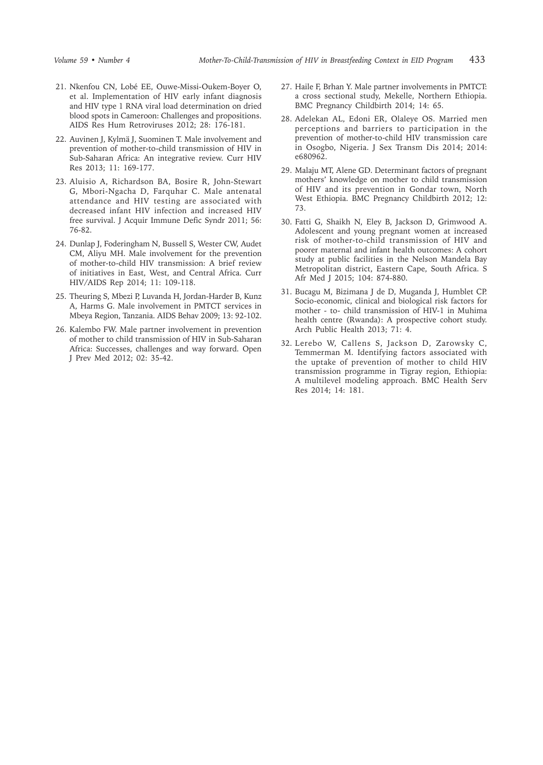21. Nkenfou CN, Lobé EE, Ouwe-Missi-Oukem-Boyer O, et al. Implementation of HIV early infant diagnosis and HIV type 1 RNA viral load determination on dried blood spots in Cameroon: Challenges and propositions. AIDS Res Hum Retroviruses 2012; 28: 176-181.

22. Auvinen J, Kylmä J, Suominen T. Male involvement and prevention of mother-to-child transmission of HIV in Sub-Saharan Africa: An integrative review. Curr HIV Res 2013; 11: 169-177.

23. Aluisio A, Richardson BA, Bosire R, John-Stewart G, Mbori-Ngacha D, Farquhar C. Male antenatal attendance and HIV testing are associated with decreased infant HIV infection and increased HIV free survival. J Acquir Immune Defic Syndr 2011; 56: 76-82.

24. Dunlap J, Foderingham N, Bussell S, Wester CW, Audet CM, Aliyu MH. Male involvement for the prevention of mother-to-child HIV transmission: A brief review of initiatives in East, West, and Central Africa. Curr HIV/AIDS Rep 2014; 11: 109-118.

25. Theuring S, Mbezi P, Luvanda H, Jordan-Harder B, Kunz A, Harms G. Male involvement in PMTCT services in Mbeya Region, Tanzania. AIDS Behav 2009; 13: 92-102.

26. Kalembo FW. Male partner involvement in prevention of mother to child transmission of HIV in Sub-Saharan Africa: Successes, challenges and way forward. Open J Prev Med 2012; 02: 35-42.

27. Haile F, Brhan Y. Male partner involvements in PMTCT: a cross sectional study, Mekelle, Northern Ethiopia. BMC Pregnancy Childbirth 2014; 14: 65.

28. Adelekan AL, Edoni ER, Olaleye OS. Married men perceptions and barriers to participation in the prevention of mother-to-child HIV transmission care in Osogbo, Nigeria. J Sex Transm Dis 2014; 2014: e680962.

29. Malaju MT, Alene GD. Determinant factors of pregnant mothers' knowledge on mother to child transmission of HIV and its prevention in Gondar town, North West Ethiopia. BMC Pregnancy Childbirth 2012; 12: 73.

30. Fatti G, Shaikh N, Eley B, Jackson D, Grimwood A. Adolescent and young pregnant women at increased risk of mother-to-child transmission of HIV and poorer maternal and infant health outcomes: A cohort study at public facilities in the Nelson Mandela Bay Metropolitan district, Eastern Cape, South Africa. S Afr Med J 2015; 104: 874-880.

31. Bucagu M, Bizimana J de D, Muganda J, Humblet CP. Socio-economic, clinical and biological risk factors for mother - to- child transmission of HIV-1 in Muhima health centre (Rwanda): A prospective cohort study. Arch Public Health 2013; 71: 4.

32. Lerebo W, Callens S, Jackson D, Zarowsky C, Temmerman M. Identifying factors associated with the uptake of prevention of mother to child HIV transmission programme in Tigray region, Ethiopia: A multilevel modeling approach. BMC Health Serv Res 2014; 14: 181.